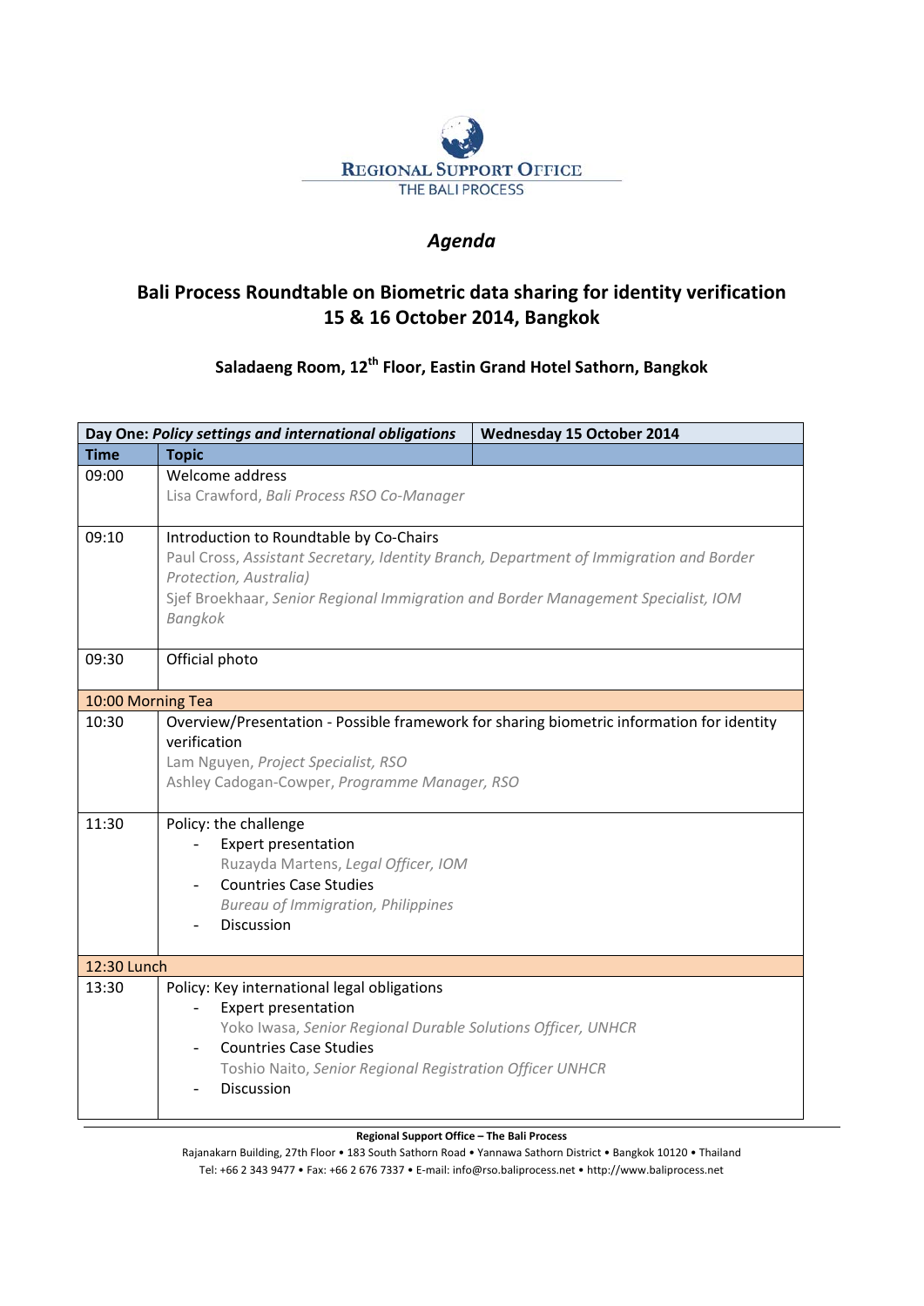**Regional Support Office**
THE BALI PROCESS

*Agenda*

# Bali Process Roundtable on Biometric data sharing for identity verification
## 15 & 16 October 2014, Bangkok

### Saladaeng Room, 12th Floor, Eastin Grand Hotel Sathorn, Bangkok

| Day One: *Policy settings and international obligations* | | Wednesday 15 October 2014 |
|---|---|---|
| **Time** | **Topic** | |
| 09:00 | Welcome address<br>Lisa Crawford, *Bali Process RSO Co-Manager* | |
| 09:10 | Introduction to Roundtable by Co-Chairs<br>Paul Cross, *Assistant Secretary, Identity Branch, Department of Immigration and Border Protection, Australia)*<br>Sjef Broekhaar, *Senior Regional Immigration and Border Management Specialist, IOM Bangkok* | |
| 09:30 | Official photo | |
| 10:00 Morning Tea | | |
| 10:30 | Overview/Presentation - Possible framework for sharing biometric information for identity verification<br>Lam Nguyen, *Project Specialist, RSO*<br>Ashley Cadogan-Cowper, *Programme Manager, RSO* | |
| 11:30 | Policy: the challenge<br>- Expert presentation<br>Ruzayda Martens, *Legal Officer, IOM*<br>- Countries Case Studies<br>*Bureau of Immigration, Philippines*<br>- Discussion | |
| 12:30 Lunch | | |
| 13:30 | Policy: Key international legal obligations<br>- Expert presentation<br>Yoko Iwasa, *Senior Regional Durable Solutions Officer, UNHCR*<br>- Countries Case Studies<br>Toshio Naito, *Senior Regional Registration Officer UNHCR*<br>- Discussion | |

**Regional Support Office – The Bali Process**
Rajanakarn Building, 27th Floor • 183 South Sathorn Road • Yannawa Sathorn District • Bangkok 10120 • Thailand
Tel: +66 2 343 9477 • Fax: +66 2 676 7337 • E-mail: info@rso.baliprocess.net • http://www.baliprocess.net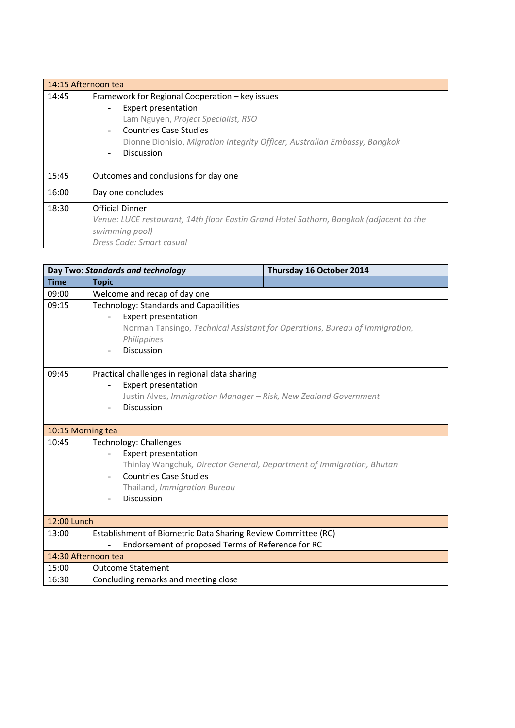| | |
|---|---|
| 14:15 Afternoon tea | |
| 14:45 | Framework for Regional Cooperation – key issues<br>- Expert presentation<br>Lam Nguyen, *Project Specialist, RSO*<br>- Countries Case Studies<br>Dionne Dionisio, *Migration Integrity Officer, Australian Embassy, Bangkok*<br>- Discussion |
| 15:45 | Outcomes and conclusions for day one |
| 16:00 | Day one concludes |
| 18:30 | Official Dinner<br>*Venue: LUCE restaurant, 14th floor Eastin Grand Hotel Sathorn, Bangkok (adjacent to the swimming pool)*<br>*Dress Code: Smart casual* |

| **Day Two: *Standards and technology*** | | **Thursday 16 October 2014** |
|---|---|---|
| **Time** | **Topic** | |
| 09:00 | Welcome and recap of day one | |
| 09:15 | Technology: Standards and Capabilities<br>- Expert presentation<br>Norman Tansingo, *Technical Assistant for Operations, Bureau of Immigration, Philippines*<br>- Discussion | |
| 09:45 | Practical challenges in regional data sharing<br>- Expert presentation<br>Justin Alves, *Immigration Manager – Risk, New Zealand Government*<br>- Discussion | |
| 10:15 Morning tea | | |
| 10:45 | Technology: Challenges<br>- Expert presentation<br>Thinlay Wangchuk*, Director General, Department of Immigration, Bhutan*<br>- Countries Case Studies<br>Thailand, *Immigration Bureau*<br>- Discussion | |
| 12:00 Lunch | | |
| 13:00 | Establishment of Biometric Data Sharing Review Committee (RC)<br>- Endorsement of proposed Terms of Reference for RC | |
| 14:30 Afternoon tea | | |
| 15:00 | Outcome Statement | |
| 16:30 | Concluding remarks and meeting close | |